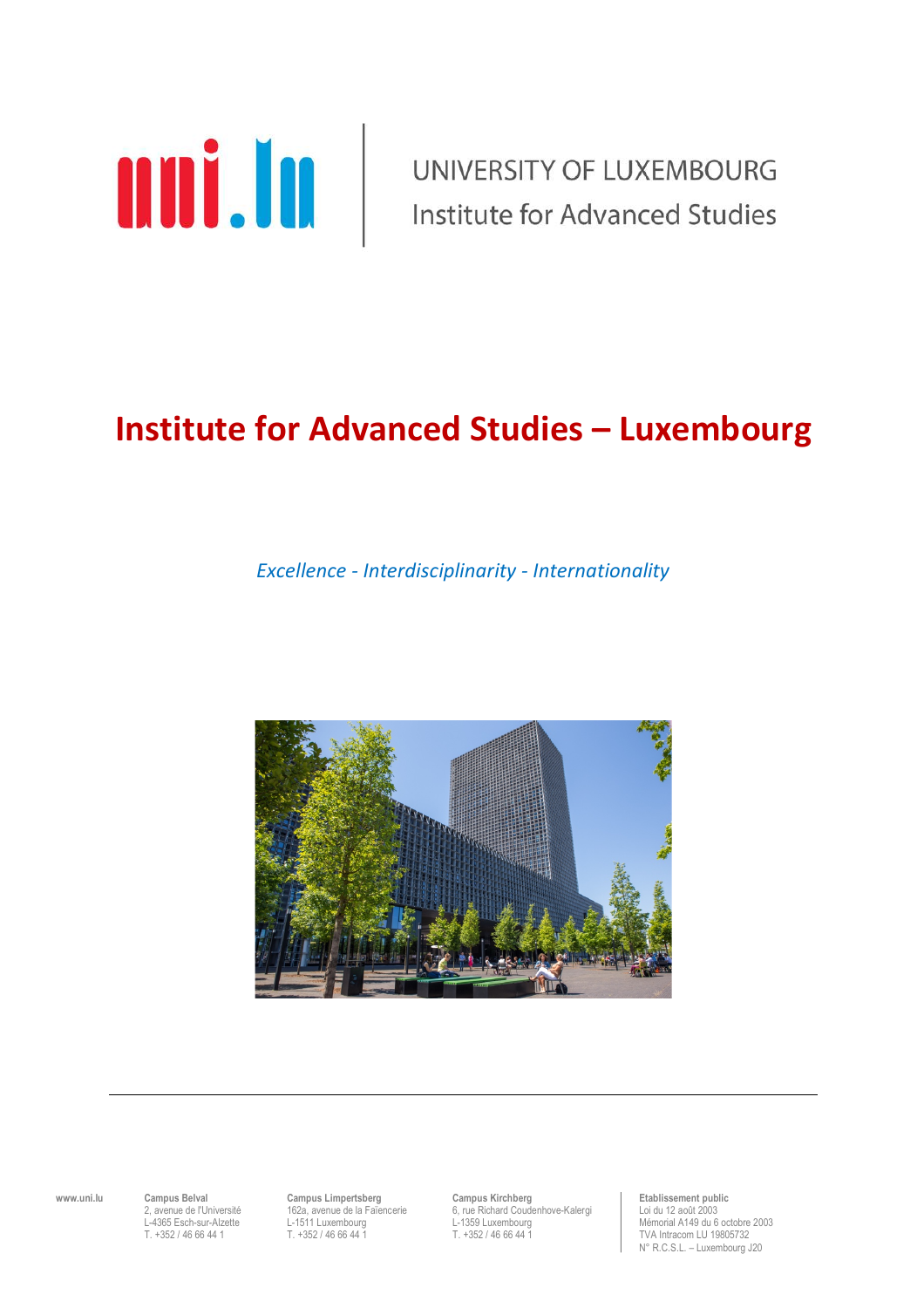UNIVERSITY OF LUXEMBOURG
Institute for Advanced Studies

# Institute for Advanced Studies – Luxembourg

*Excellence - Interdisciplinarity - Internationality*

www.uni.lu

**Campus Belval**
2, avenue de l'Université
L-4365 Esch-sur-Alzette
T. +352 / 46 66 44 1

**Campus Limpertsberg**
162a, avenue de la Faïencerie
L-1511 Luxembourg
T. +352 / 46 66 44 1

**Campus Kirchberg**
6, rue Richard Coudenhove-Kalergi
L-1359 Luxembourg
T. +352 / 46 66 44 1

**Etablissement public**
Loi du 12 août 2003
Mémorial A149 du 6 octobre 2003
TVA Intracom LU 19805732
N° R.C.S.L. – Luxembourg J20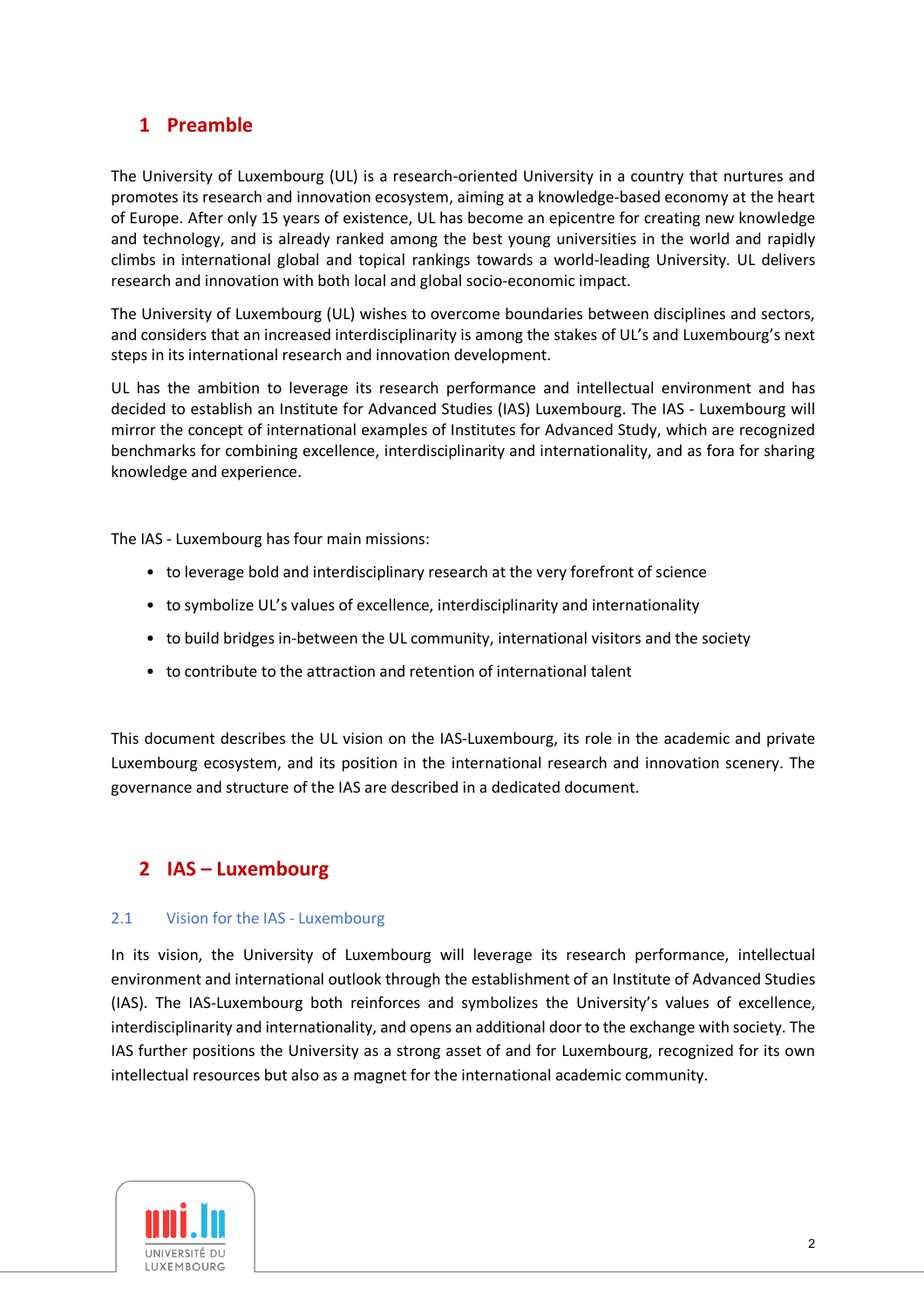# 1 Preamble

The University of Luxembourg (UL) is a research-oriented University in a country that nurtures and promotes its research and innovation ecosystem, aiming at a knowledge-based economy at the heart of Europe. After only 15 years of existence, UL has become an epicentre for creating new knowledge and technology, and is already ranked among the best young universities in the world and rapidly climbs in international global and topical rankings towards a world-leading University. UL delivers research and innovation with both local and global socio-economic impact.

The University of Luxembourg (UL) wishes to overcome boundaries between disciplines and sectors, and considers that an increased interdisciplinarity is among the stakes of UL's and Luxembourg's next steps in its international research and innovation development.

UL has the ambition to leverage its research performance and intellectual environment and has decided to establish an Institute for Advanced Studies (IAS) Luxembourg. The IAS - Luxembourg will mirror the concept of international examples of Institutes for Advanced Study, which are recognized benchmarks for combining excellence, interdisciplinarity and internationality, and as fora for sharing knowledge and experience.

The IAS - Luxembourg has four main missions:

- to leverage bold and interdisciplinary research at the very forefront of science
- to symbolize UL's values of excellence, interdisciplinarity and internationality
- to build bridges in-between the UL community, international visitors and the society
- to contribute to the attraction and retention of international talent

This document describes the UL vision on the IAS-Luxembourg, its role in the academic and private Luxembourg ecosystem, and its position in the international research and innovation scenery. The governance and structure of the IAS are described in a dedicated document.

# 2 IAS – Luxembourg

## 2.1 Vision for the IAS - Luxembourg

In its vision, the University of Luxembourg will leverage its research performance, intellectual environment and international outlook through the establishment of an Institute of Advanced Studies (IAS). The IAS-Luxembourg both reinforces and symbolizes the University's values of excellence, interdisciplinarity and internationality, and opens an additional door to the exchange with society. The IAS further positions the University as a strong asset of and for Luxembourg, recognized for its own intellectual resources but also as a magnet for the international academic community.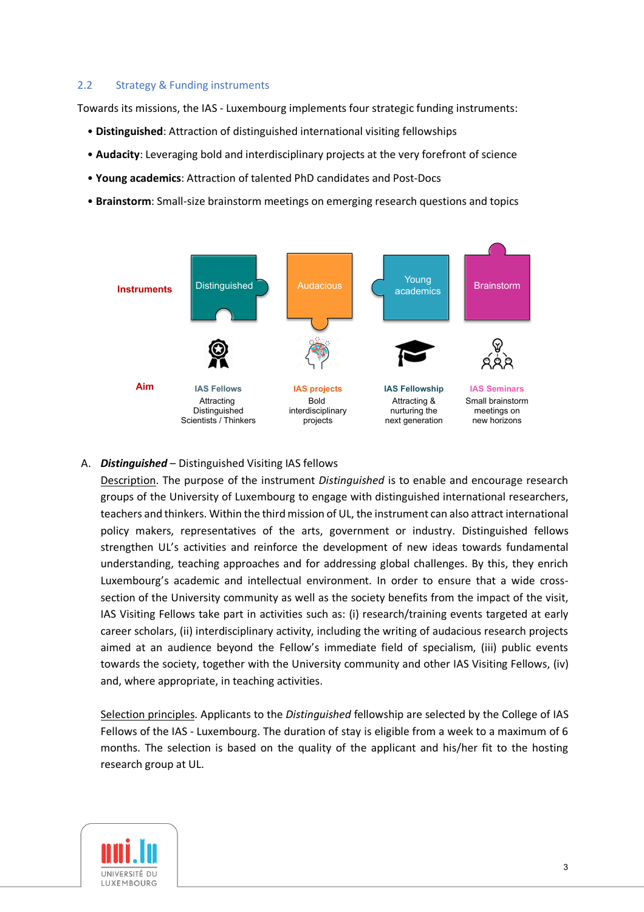## 2.2 Strategy & Funding instruments

Towards its missions, the IAS - Luxembourg implements four strategic funding instruments:

- **Distinguished**: Attraction of distinguished international visiting fellowships
- **Audacity**: Leveraging bold and interdisciplinary projects at the very forefront of science
- **Young academics**: Attraction of talented PhD candidates and Post-Docs
- **Brainstorm**: Small-size brainstorm meetings on emerging research questions and topics

| | Distinguished | Audacious | Young academics | Brainstorm |
|---|---|---|---|---|
| **Instruments** | Distinguished | Audacious | Young academics | Brainstorm |
| **Aim** | **IAS Fellows** Attracting Distinguished Scientists / Thinkers | **IAS projects** Bold interdisciplinary projects | **IAS Fellowship** Attracting & nurturing the next generation | **IAS Seminars** Small brainstorm meetings on new horizons |

A. ***Distinguished*** – Distinguished Visiting IAS fellows

Description. The purpose of the instrument *Distinguished* is to enable and encourage research groups of the University of Luxembourg to engage with distinguished international researchers, teachers and thinkers. Within the third mission of UL, the instrument can also attract international policy makers, representatives of the arts, government or industry. Distinguished fellows strengthen UL's activities and reinforce the development of new ideas towards fundamental understanding, teaching approaches and for addressing global challenges. By this, they enrich Luxembourg's academic and intellectual environment. In order to ensure that a wide cross-section of the University community as well as the society benefits from the impact of the visit, IAS Visiting Fellows take part in activities such as: (i) research/training events targeted at early career scholars, (ii) interdisciplinary activity, including the writing of audacious research projects aimed at an audience beyond the Fellow's immediate field of specialism, (iii) public events towards the society, together with the University community and other IAS Visiting Fellows, (iv) and, where appropriate, in teaching activities.

Selection principles. Applicants to the *Distinguished* fellowship are selected by the College of IAS Fellows of the IAS - Luxembourg. The duration of stay is eligible from a week to a maximum of 6 months. The selection is based on the quality of the applicant and his/her fit to the hosting research group at UL.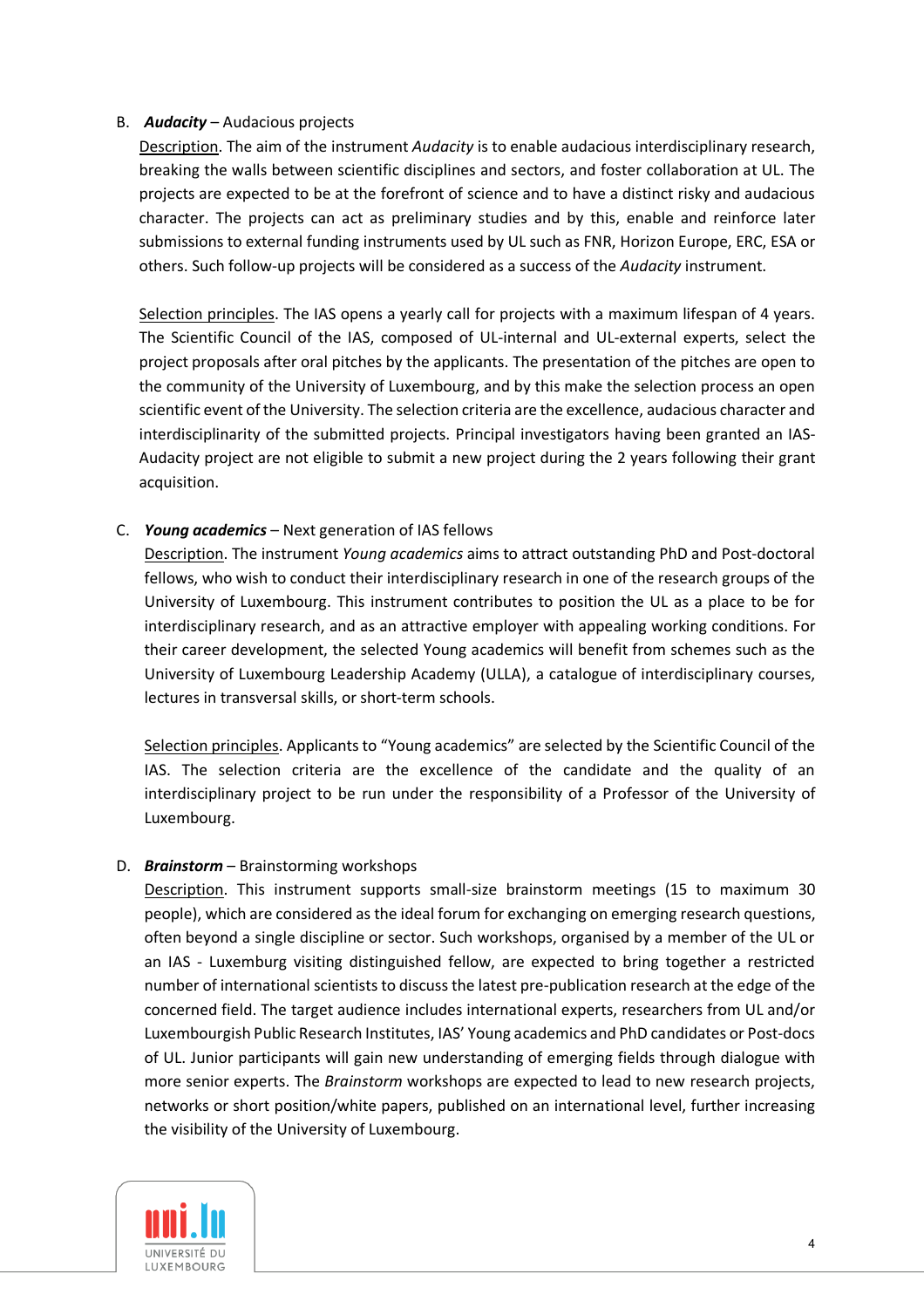B. ***Audacity*** – Audacious projects

Description. The aim of the instrument *Audacity* is to enable audacious interdisciplinary research, breaking the walls between scientific disciplines and sectors, and foster collaboration at UL. The projects are expected to be at the forefront of science and to have a distinct risky and audacious character. The projects can act as preliminary studies and by this, enable and reinforce later submissions to external funding instruments used by UL such as FNR, Horizon Europe, ERC, ESA or others. Such follow-up projects will be considered as a success of the *Audacity* instrument.

Selection principles. The IAS opens a yearly call for projects with a maximum lifespan of 4 years. The Scientific Council of the IAS, composed of UL-internal and UL-external experts, select the project proposals after oral pitches by the applicants. The presentation of the pitches are open to the community of the University of Luxembourg, and by this make the selection process an open scientific event of the University. The selection criteria are the excellence, audacious character and interdisciplinarity of the submitted projects. Principal investigators having been granted an IAS-Audacity project are not eligible to submit a new project during the 2 years following their grant acquisition.

C. ***Young academics*** – Next generation of IAS fellows

Description. The instrument *Young academics* aims to attract outstanding PhD and Post-doctoral fellows, who wish to conduct their interdisciplinary research in one of the research groups of the University of Luxembourg. This instrument contributes to position the UL as a place to be for interdisciplinary research, and as an attractive employer with appealing working conditions. For their career development, the selected Young academics will benefit from schemes such as the University of Luxembourg Leadership Academy (ULLA), a catalogue of interdisciplinary courses, lectures in transversal skills, or short-term schools.

Selection principles. Applicants to "Young academics" are selected by the Scientific Council of the IAS. The selection criteria are the excellence of the candidate and the quality of an interdisciplinary project to be run under the responsibility of a Professor of the University of Luxembourg.

D. ***Brainstorm*** – Brainstorming workshops

Description. This instrument supports small-size brainstorm meetings (15 to maximum 30 people), which are considered as the ideal forum for exchanging on emerging research questions, often beyond a single discipline or sector. Such workshops, organised by a member of the UL or an IAS - Luxemburg visiting distinguished fellow, are expected to bring together a restricted number of international scientists to discuss the latest pre-publication research at the edge of the concerned field. The target audience includes international experts, researchers from UL and/or Luxembourgish Public Research Institutes, IAS' Young academics and PhD candidates or Post-docs of UL. Junior participants will gain new understanding of emerging fields through dialogue with more senior experts. The *Brainstorm* workshops are expected to lead to new research projects, networks or short position/white papers, published on an international level, further increasing the visibility of the University of Luxembourg.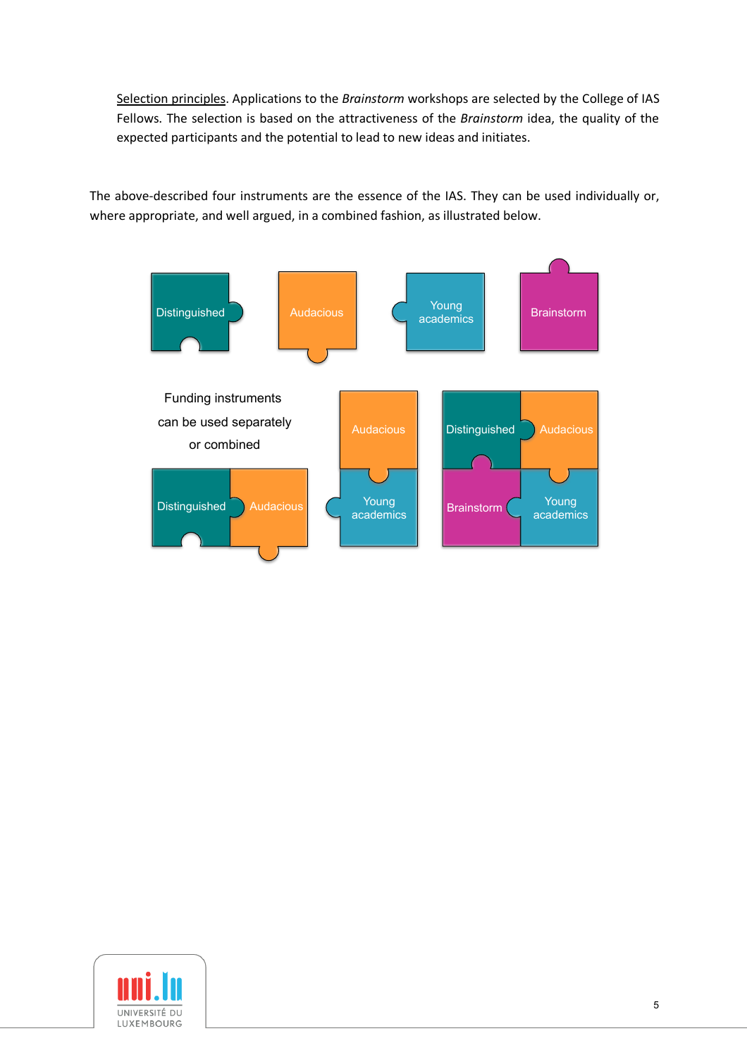<u>Selection principles</u>. Applications to the *Brainstorm* workshops are selected by the College of IAS Fellows. The selection is based on the attractiveness of the *Brainstorm* idea, the quality of the expected participants and the potential to lead to new ideas and initiates.

The above-described four instruments are the essence of the IAS. They can be used individually or, where appropriate, and well argued, in a combined fashion, as illustrated below.

Distinguished

Audacious

Young academics

Brainstorm

Funding instruments can be used separately or combined

Distinguished Audacious

Audacious Young academics

Distinguished Audacious Brainstorm Young academics